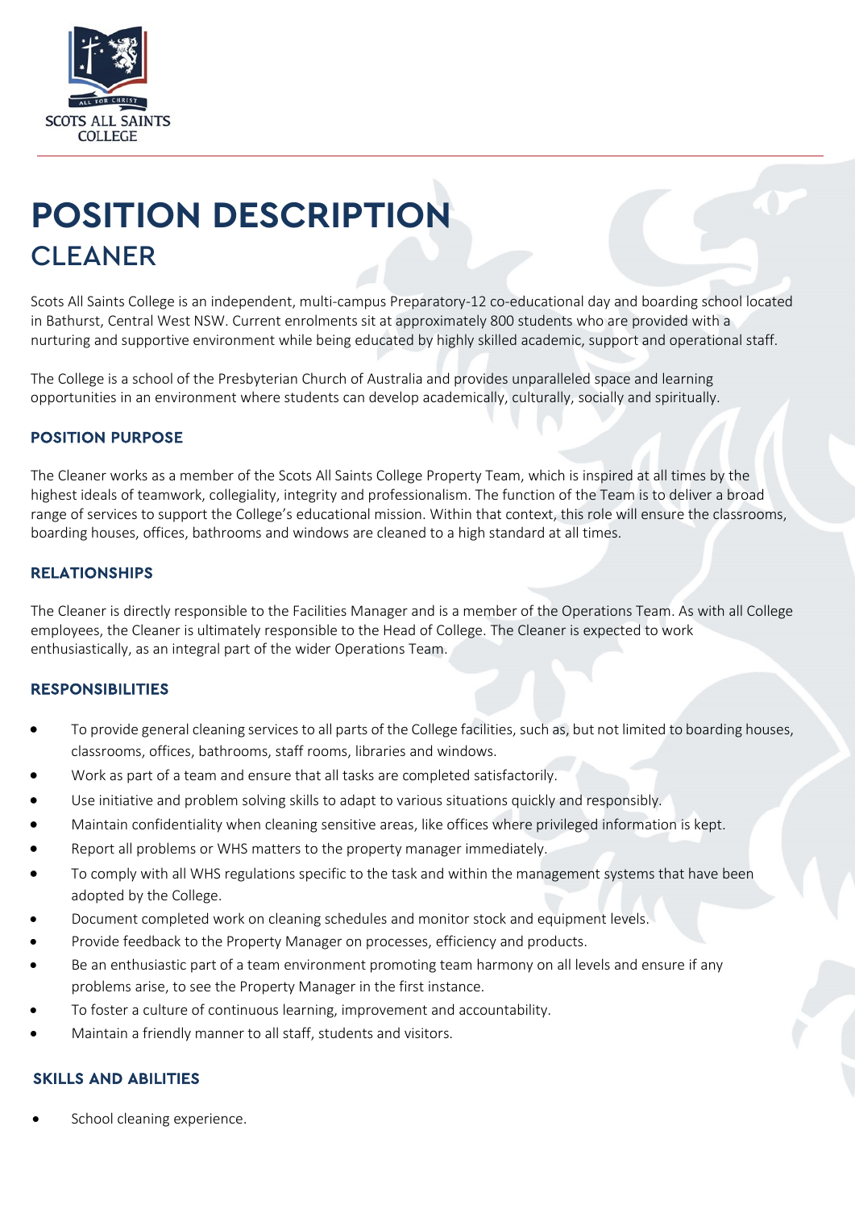SCOTS ALL SAINTS COLLEGE

# POSITION DESCRIPTION

## CLEANER

Scots All Saints College is an independent, multi-campus Preparatory-12 co-educational day and boarding school located in Bathurst, Central West NSW. Current enrolments sit at approximately 800 students who are provided with a nurturing and supportive environment while being educated by highly skilled academic, support and operational staff.

The College is a school of the Presbyterian Church of Australia and provides unparalleled space and learning opportunities in an environment where students can develop academically, culturally, socially and spiritually.

### POSITION PURPOSE

The Cleaner works as a member of the Scots All Saints College Property Team, which is inspired at all times by the highest ideals of teamwork, collegiality, integrity and professionalism. The function of the Team is to deliver a broad range of services to support the College's educational mission. Within that context, this role will ensure the classrooms, boarding houses, offices, bathrooms and windows are cleaned to a high standard at all times.

### RELATIONSHIPS

The Cleaner is directly responsible to the Facilities Manager and is a member of the Operations Team. As with all College employees, the Cleaner is ultimately responsible to the Head of College. The Cleaner is expected to work enthusiastically, as an integral part of the wider Operations Team.

### RESPONSIBILITIES

- To provide general cleaning services to all parts of the College facilities, such as, but not limited to boarding houses, classrooms, offices, bathrooms, staff rooms, libraries and windows.
- Work as part of a team and ensure that all tasks are completed satisfactorily.
- Use initiative and problem solving skills to adapt to various situations quickly and responsibly.
- Maintain confidentiality when cleaning sensitive areas, like offices where privileged information is kept.
- Report all problems or WHS matters to the property manager immediately.
- To comply with all WHS regulations specific to the task and within the management systems that have been adopted by the College.
- Document completed work on cleaning schedules and monitor stock and equipment levels.
- Provide feedback to the Property Manager on processes, efficiency and products.
- Be an enthusiastic part of a team environment promoting team harmony on all levels and ensure if any problems arise, to see the Property Manager in the first instance.
- To foster a culture of continuous learning, improvement and accountability.
- Maintain a friendly manner to all staff, students and visitors.

### SKILLS AND ABILITIES

- School cleaning experience.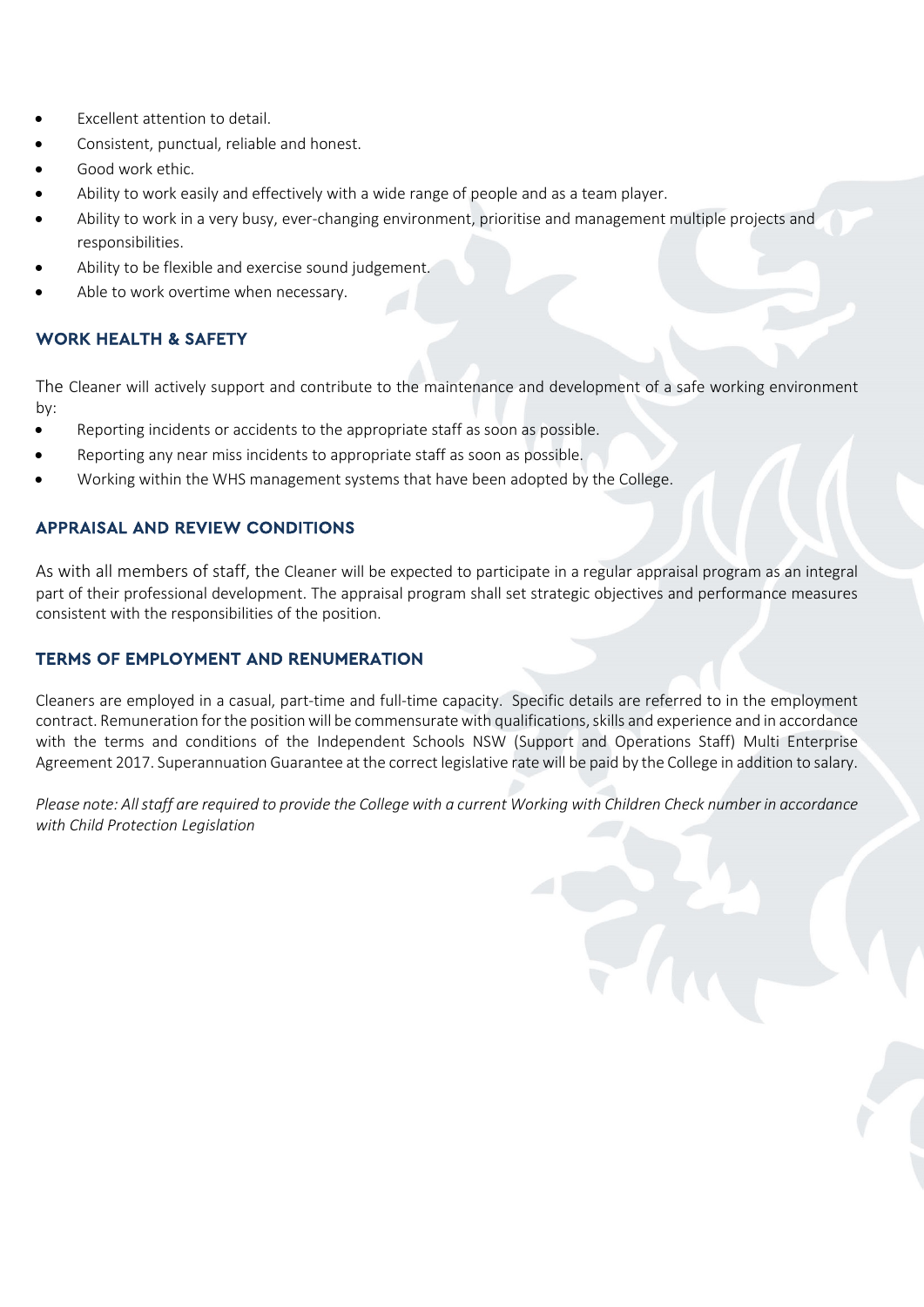- Excellent attention to detail.
- Consistent, punctual, reliable and honest.
- Good work ethic.
- Ability to work easily and effectively with a wide range of people and as a team player.
- Ability to work in a very busy, ever-changing environment, prioritise and management multiple projects and responsibilities.
- Ability to be flexible and exercise sound judgement.
- Able to work overtime when necessary.

## WORK HEALTH & SAFETY

The Cleaner will actively support and contribute to the maintenance and development of a safe working environment by:

- Reporting incidents or accidents to the appropriate staff as soon as possible.
- Reporting any near miss incidents to appropriate staff as soon as possible.
- Working within the WHS management systems that have been adopted by the College.

## APPRAISAL AND REVIEW CONDITIONS

As with all members of staff, the Cleaner will be expected to participate in a regular appraisal program as an integral part of their professional development. The appraisal program shall set strategic objectives and performance measures consistent with the responsibilities of the position.

## TERMS OF EMPLOYMENT AND RENUMERATION

Cleaners are employed in a casual, part-time and full-time capacity. Specific details are referred to in the employment contract. Remuneration for the position will be commensurate with qualifications, skills and experience and in accordance with the terms and conditions of the Independent Schools NSW (Support and Operations Staff) Multi Enterprise Agreement 2017. Superannuation Guarantee at the correct legislative rate will be paid by the College in addition to salary.

*Please note: All staff are required to provide the College with a current Working with Children Check number in accordance with Child Protection Legislation*